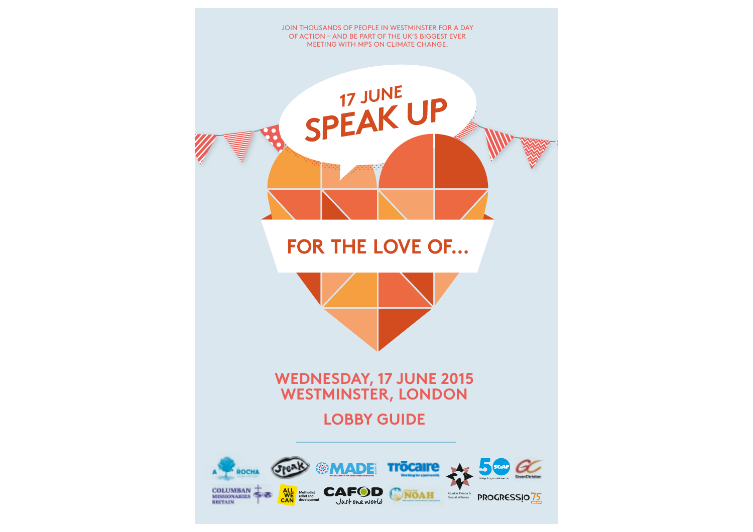JOIN THOUSANDS OF PEOPLE IN WESTMINSTER FOR A DAY OF ACTION – AND BE PART OF THE UK'S BIGGEST EVER MEETING WITH MPS ON CLIMATE CHANGE.

17 JUNE

# SPEAK UP

## FOR THE LOVE OF...

## WEDNESDAY, 17 JUNE 2015
## WESTMINSTER, LONDON

## LOBBY GUIDE

A ROCHA · Speak · MADE · Trócaire · Quaker Peace & Social Witness · SCIAF · Green Christian · Columban Missionaries Britain · All We Can Methodist relief and development · CAFOD Just one world · NOAH · PROGRESSIO 75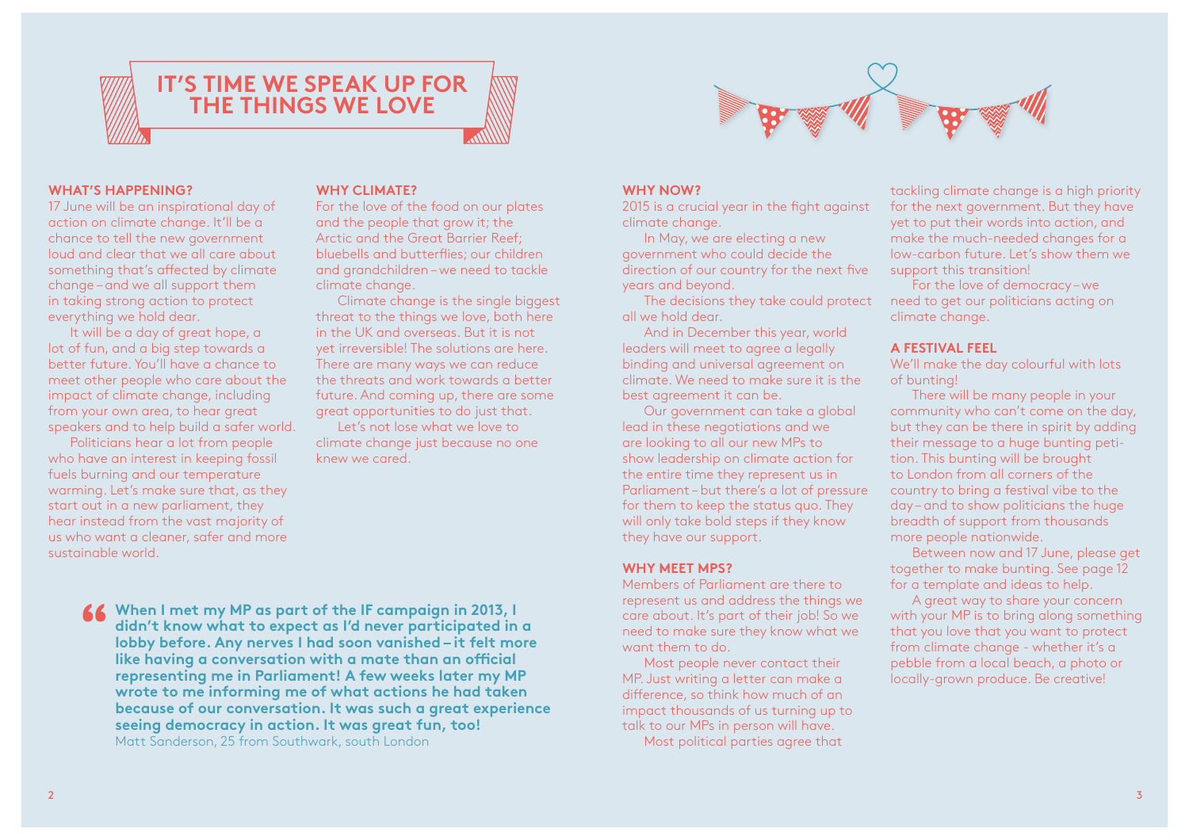# IT'S TIME WE SPEAK UP FOR THE THINGS WE LOVE

## WHAT'S HAPPENING?

17 June will be an inspirational day of action on climate change. It'll be a chance to tell the new government loud and clear that we all care about something that's affected by climate change – and we all support them in taking strong action to protect everything we hold dear.

It will be a day of great hope, a lot of fun, and a big step towards a better future. You'll have a chance to meet other people who care about the impact of climate change, including from your own area, to hear great speakers and to help build a safer world.

Politicians hear a lot from people who have an interest in keeping fossil fuels burning and our temperature warming. Let's make sure that, as they start out in a new parliament, they hear instead from the vast majority of us who want a cleaner, safer and more sustainable world.

## WHY CLIMATE?

For the love of the food on our plates and the people that grow it; the Arctic and the Great Barrier Reef; bluebells and butterflies; our children and grandchildren – we need to tackle climate change.

Climate change is the single biggest threat to the things we love, both here in the UK and overseas. But it is not yet irreversible! The solutions are here. There are many ways we can reduce the threats and work towards a better future. And coming up, there are some great opportunities to do just that.

Let's not lose what we love to climate change just because no one knew we cared.

> **When I met my MP as part of the IF campaign in 2013, I didn't know what to expect as I'd never participated in a lobby before. Any nerves I had soon vanished – it felt more like having a conversation with a mate than an official representing me in Parliament! A few weeks later my MP wrote to me informing me of what actions he had taken because of our conversation. It was such a great experience seeing democracy in action. It was great fun, too!**
> Matt Sanderson, 25 from Southwark, south London

## WHY NOW?

2015 is a crucial year in the fight against climate change.

In May, we are electing a new government who could decide the direction of our country for the next five years and beyond.

The decisions they take could protect all we hold dear.

And in December this year, world leaders will meet to agree a legally binding and universal agreement on climate. We need to make sure it is the best agreement it can be.

Our government can take a global lead in these negotiations and we are looking to all our new MPs to show leadership on climate action for the entire time they represent us in Parliament – but there's a lot of pressure for them to keep the status quo. They will only take bold steps if they know they have our support.

## WHY MEET MPS?

Members of Parliament are there to represent us and address the things we care about. It's part of their job! So we need to make sure they know what we want them to do.

Most people never contact their MP. Just writing a letter can make a difference, so think how much of an impact thousands of us turning up to talk to our MPs in person will have.

Most political parties agree that tackling climate change is a high priority for the next government. But they have yet to put their words into action, and make the much-needed changes for a low-carbon future. Let's show them we support this transition!

For the love of democracy – we need to get our politicians acting on climate change.

## A FESTIVAL FEEL

We'll make the day colourful with lots of bunting!

There will be many people in your community who can't come on the day, but they can be there in spirit by adding their message to a huge bunting petition. This bunting will be brought to London from all corners of the country to bring a festival vibe to the day – and to show politicians the huge breadth of support from thousands more people nationwide.

Between now and 17 June, please get together to make bunting. See page 12 for a template and ideas to help.

A great way to share your concern with your MP is to bring along something that you love that you want to protect from climate change - whether it's a pebble from a local beach, a photo or locally-grown produce. Be creative!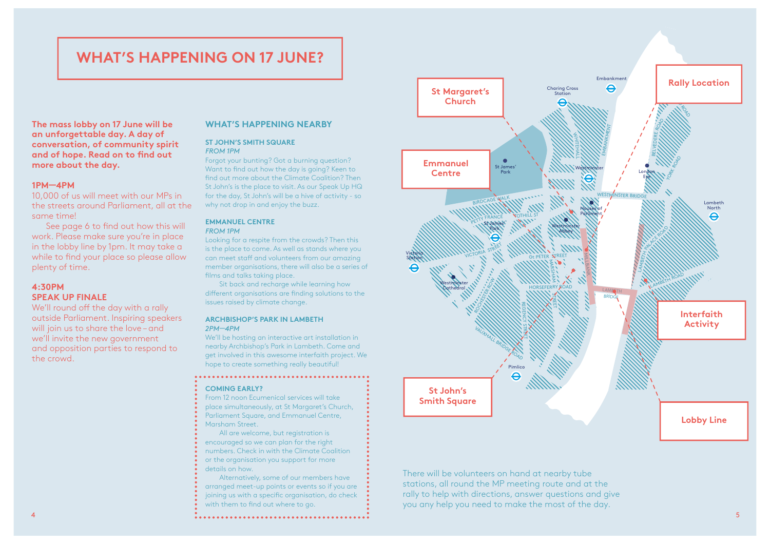# WHAT'S HAPPENING ON 17 JUNE?

**The mass lobby on 17 June will be an unforgettable day. A day of conversation, of community spirit and of hope. Read on to find out more about the day.**

**1PM—4PM**

10,000 of us will meet with our MPs in the streets around Parliament, all at the same time!

See page 6 to find out how this will work. Please make sure you're in place in the lobby line by 1pm. It may take a while to find your place so please allow plenty of time.

**4:30PM**
**SPEAK UP FINALE**

We'll round off the day with a rally outside Parliament. Inspiring speakers will join us to share the love – and we'll invite the new government and opposition parties to respond to the crowd.

## WHAT'S HAPPENING NEARBY

### ST JOHN'S SMITH SQUARE

*FROM 1PM*

Forgot your bunting? Got a burning question? Want to find out how the day is going? Keen to find out more about the Climate Coalition? Then St John's is the place to visit. As our Speak Up HQ for the day, St John's will be a hive of activity - so why not drop in and enjoy the buzz.

### EMMANUEL CENTRE

*FROM 1PM*

Looking for a respite from the crowds? Then this is the place to come. As well as stands where you can meet staff and volunteers from our amazing member organisations, there will also be a series of films and talks taking place.

Sit back and recharge while learning how different organisations are finding solutions to the issues raised by climate change.

### ARCHBISHOP'S PARK IN LAMBETH

*2PM—4PM*

We'll be hosting an interactive art installation in nearby Archbishop's Park in Lambeth. Come and get involved in this awesome interfaith project. We hope to create something really beautiful!

### COMING EARLY?

From 12 noon Ecumenical services will take place simultaneously, at St Margaret's Church, Parliament Square, and Emmanuel Centre, Marsham Street.

All are welcome, but registration is encouraged so we can plan for the right numbers. Check in with the Climate Coalition or the organisation you support for more details on how.

Alternatively, some of our members have arranged meet-up points or events so if you are joining us with a specific organisation, do check with them to find out where to go.

St Margaret's Church

Emmanuel Centre

Rally Location

Interfaith Activity

St John's Smith Square

Lobby Line

There will be volunteers on hand at nearby tube stations, all round the MP meeting route and at the rally to help with directions, answer questions and give you any help you need to make the most of the day.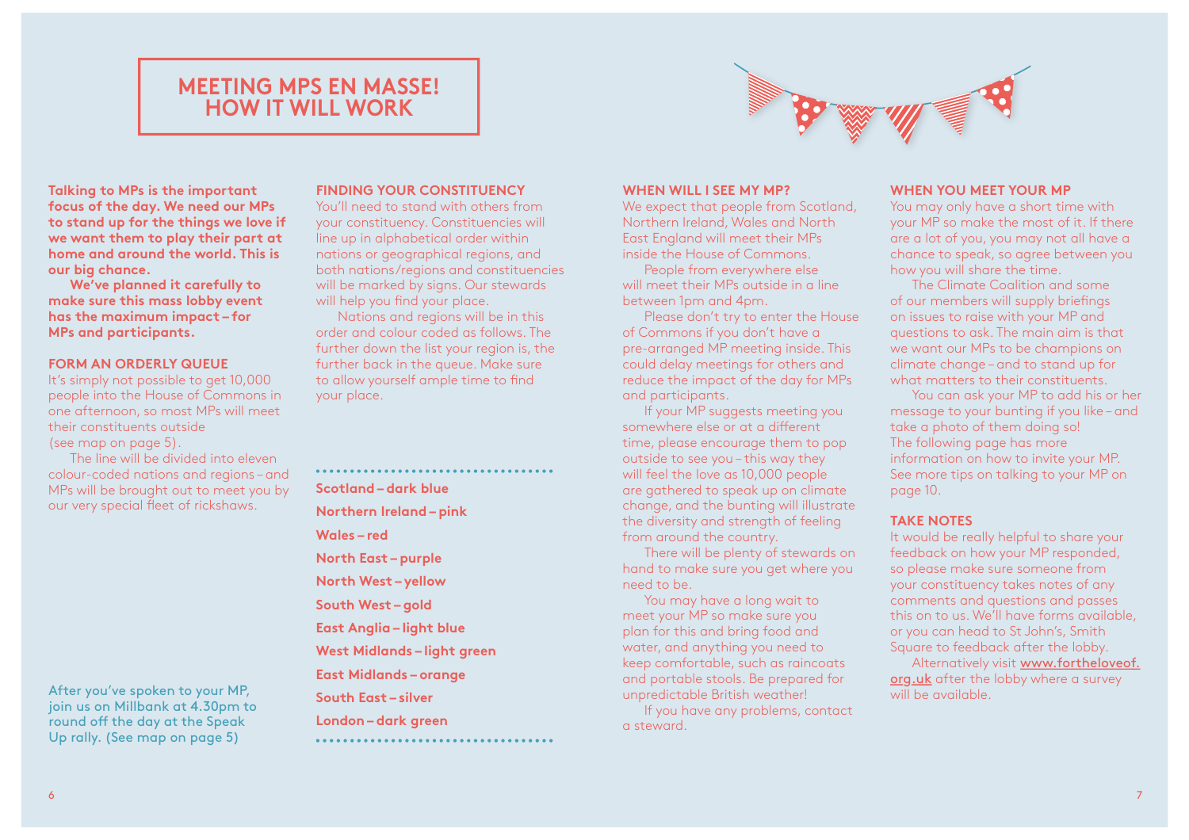# MEETING MPS EN MASSE! HOW IT WILL WORK

**Talking to MPs is the important focus of the day. We need our MPs to stand up for the things we love if we want them to play their part at home and around the world. This is our big chance.**

**We've planned it carefully to make sure this mass lobby event has the maximum impact – for MPs and participants.**

## FORM AN ORDERLY QUEUE

It's simply not possible to get 10,000 people into the House of Commons in one afternoon, so most MPs will meet their constituents outside (see map on page 5).

The line will be divided into eleven colour-coded nations and regions – and MPs will be brought out to meet you by our very special fleet of rickshaws.

After you've spoken to your MP, join us on Millbank at 4.30pm to round off the day at the Speak Up rally. (See map on page 5)

## FINDING YOUR CONSTITUENCY

You'll need to stand with others from your constituency. Constituencies will line up in alphabetical order within nations or geographical regions, and both nations/regions and constituencies will be marked by signs. Our stewards will help you find your place.

Nations and regions will be in this order and colour coded as follows. The further down the list your region is, the further back in the queue. Make sure to allow yourself ample time to find your place.

**Scotland – dark blue**
**Northern Ireland – pink**
**Wales – red**
**North East – purple**
**North West – yellow**
**South West – gold**
**East Anglia – light blue**
**West Midlands – light green**
**East Midlands – orange**
**South East – silver**
**London – dark green**

## WHEN WILL I SEE MY MP?

We expect that people from Scotland, Northern Ireland, Wales and North East England will meet their MPs inside the House of Commons.

People from everywhere else will meet their MPs outside in a line between 1pm and 4pm.

Please don't try to enter the House of Commons if you don't have a pre-arranged MP meeting inside. This could delay meetings for others and reduce the impact of the day for MPs and participants.

If your MP suggests meeting you somewhere else or at a different time, please encourage them to pop outside to see you – this way they will feel the love as 10,000 people are gathered to speak up on climate change, and the bunting will illustrate the diversity and strength of feeling from around the country.

There will be plenty of stewards on hand to make sure you get where you need to be.

You may have a long wait to meet your MP so make sure you plan for this and bring food and water, and anything you need to keep comfortable, such as raincoats and portable stools. Be prepared for unpredictable British weather!

If you have any problems, contact a steward.

## WHEN YOU MEET YOUR MP

You may only have a short time with your MP so make the most of it. If there are a lot of you, you may not all have a chance to speak, so agree between you how you will share the time.

The Climate Coalition and some of our members will supply briefings on issues to raise with your MP and questions to ask. The main aim is that we want our MPs to be champions on climate change – and to stand up for what matters to their constituents.

You can ask your MP to add his or her message to your bunting if you like – and take a photo of them doing so! The following page has more information on how to invite your MP. See more tips on talking to your MP on page 10.

## TAKE NOTES

It would be really helpful to share your feedback on how your MP responded, so please make sure someone from your constituency takes notes of any comments and questions and passes this on to us. We'll have forms available, or you can head to St John's, Smith Square to feedback after the lobby.

Alternatively visit **www.fortheloveof.org.uk** after the lobby where a survey will be available.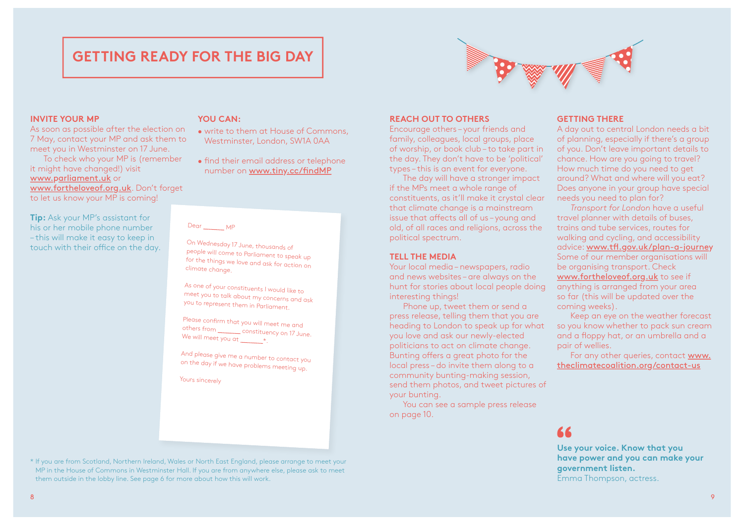# GETTING READY FOR THE BIG DAY

## INVITE YOUR MP

As soon as possible after the election on 7 May, contact your MP and ask them to meet you in Westminster on 17 June.

To check who your MP is (remember it might have changed!) visit www.parliament.uk or www.fortheloveof.org.uk. Don't forget to let us know your MP is coming!

**Tip:** Ask your MP's assistant for his or her mobile phone number – this will make it easy to keep in touch with their office on the day.

## YOU CAN:

- write to them at House of Commons, Westminster, London, SW1A 0AA
- find their email address or telephone number on www.tiny.cc/findMP

> Dear ______ MP
>
> On Wednesday 17 June, thousands of people will come to Parliament to speak up for the things we love and ask for action on climate change.
>
> As one of your constituents I would like to meet you to talk about my concerns and ask you to represent them in Parliament.
>
> Please confirm that you will meet me and others from ______ constituency on 17 June. We will meet you at ______*.
>
> And please give me a number to contact you on the day if we have problems meeting up.
>
> Yours sincerely

\* If you are from Scotland, Northern Ireland, Wales or North East England, please arrange to meet your MP in the House of Commons in Westminster Hall. If you are from anywhere else, please ask to meet them outside in the lobby line. See page 6 for more about how this will work.

## REACH OUT TO OTHERS

Encourage others – your friends and family, colleagues, local groups, place of worship, or book club – to take part in the day. They don't have to be 'political' types – this is an event for everyone.

The day will have a stronger impact if the MPs meet a whole range of constituents, as it'll make it crystal clear that climate change is a mainstream issue that affects all of us – young and old, of all races and religions, across the political spectrum.

## TELL THE MEDIA

Your local media – newspapers, radio and news websites – are always on the hunt for stories about local people doing interesting things!

Phone up, tweet them or send a press release, telling them that you are heading to London to speak up for what you love and ask our newly-elected politicians to act on climate change. Bunting offers a great photo for the local press – do invite them along to a community bunting-making session, send them photos, and tweet pictures of your bunting.

You can see a sample press release on page 10.

## GETTING THERE

A day out to central London needs a bit of planning, especially if there's a group of you. Don't leave important details to chance. How are you going to travel? How much time do you need to get around? What and where will you eat? Does anyone in your group have special needs you need to plan for?

*Transport for London* have a useful travel planner with details of buses, trains and tube services, routes for walking and cycling, and accessibility advice: www.tfl.gov.uk/plan-a-journey Some of our member organisations will be organising transport. Check www.fortheloveof.org.uk to see if anything is arranged from your area so far (this will be updated over the coming weeks).

Keep an eye on the weather forecast so you know whether to pack sun cream and a floppy hat, or an umbrella and a pair of wellies.

For any other queries, contact www.theclimatecoalition.org/contact-us

> **Use your voice. Know that you have power and you can make your government listen.**
> Emma Thompson, actress.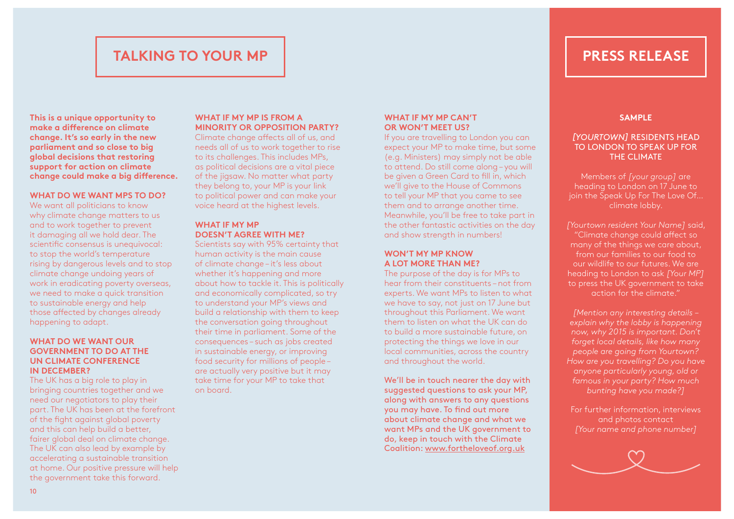# TALKING TO YOUR MP

**This is a unique opportunity to make a difference on climate change. It's so early in the new parliament and so close to big global decisions that restoring support for action on climate change could make a big difference.**

### WHAT DO WE WANT MPS TO DO?

We want all politicians to know why climate change matters to us and to work together to prevent it damaging all we hold dear. The scientific consensus is unequivocal: to stop the world's temperature rising by dangerous levels and to stop climate change undoing years of work in eradicating poverty overseas, we need to make a quick transition to sustainable energy and help those affected by changes already happening to adapt.

### WHAT DO WE WANT OUR GOVERNMENT TO DO AT THE UN CLIMATE CONFERENCE IN DECEMBER?

The UK has a big role to play in bringing countries together and we need our negotiators to play their part. The UK has been at the forefront of the fight against global poverty and this can help build a better, fairer global deal on climate change. The UK can also lead by example by accelerating a sustainable transition at home. Our positive pressure will help the government take this forward.

### WHAT IF MY MP IS FROM A MINORITY OR OPPOSITION PARTY?

Climate change affects all of us, and needs all of us to work together to rise to its challenges. This includes MPs, as political decisions are a vital piece of the jigsaw. No matter what party they belong to, your MP is your link to political power and can make your voice heard at the highest levels.

### WHAT IF MY MP DOESN'T AGREE WITH ME?

Scientists say with 95% certainty that human activity is the main cause of climate change – it's less about whether it's happening and more about how to tackle it. This is politically and economically complicated, so try to understand your MP's views and build a relationship with them to keep the conversation going throughout their time in parliament. Some of the consequences – such as jobs created in sustainable energy, or improving food security for millions of people – are actually very positive but it may take time for your MP to take that on board.

### WHAT IF MY MP CAN'T OR WON'T MEET US?

If you are travelling to London you can expect your MP to make time, but some (e.g. Ministers) may simply not be able to attend. Do still come along – you will be given a Green Card to fill in, which we'll give to the House of Commons to tell your MP that you came to see them and to arrange another time. Meanwhile, you'll be free to take part in the other fantastic activities on the day and show strength in numbers!

### WON'T MY MP KNOW A LOT MORE THAN ME?

The purpose of the day is for MPs to hear from their constituents – not from experts. We want MPs to listen to what we have to say, not just on 17 June but throughout this Parliament. We want them to listen on what the UK can do to build a more sustainable future, on protecting the things we love in our local communities, across the country and throughout the world.

**We'll be in touch nearer the day with suggested questions to ask your MP, along with answers to any questions you may have. To find out more about climate change and what we want MPs and the UK government to do, keep in touch with the Climate Coalition: www.fortheloveof.org.uk**

# PRESS RELEASE

**SAMPLE**

*[YOURTOWN]* RESIDENTS HEAD TO LONDON TO SPEAK UP FOR THE CLIMATE

Members of *[your group]* are heading to London on 17 June to join the Speak Up For The Love Of... climate lobby.

*[Yourtown resident Your Name]* said, "Climate change could affect so many of the things we care about, from our families to our food to our wildlife to our futures. We are heading to London to ask *[Your MP]* to press the UK government to take action for the climate."

*[Mention any interesting details – explain why the lobby is happening now, why 2015 is important. Don't forget local details, like how many people are going from Yourtown? How are you travelling? Do you have anyone particularly young, old or famous in your party? How much bunting have you made?]*

For further information, interviews and photos contact *[Your name and phone number]*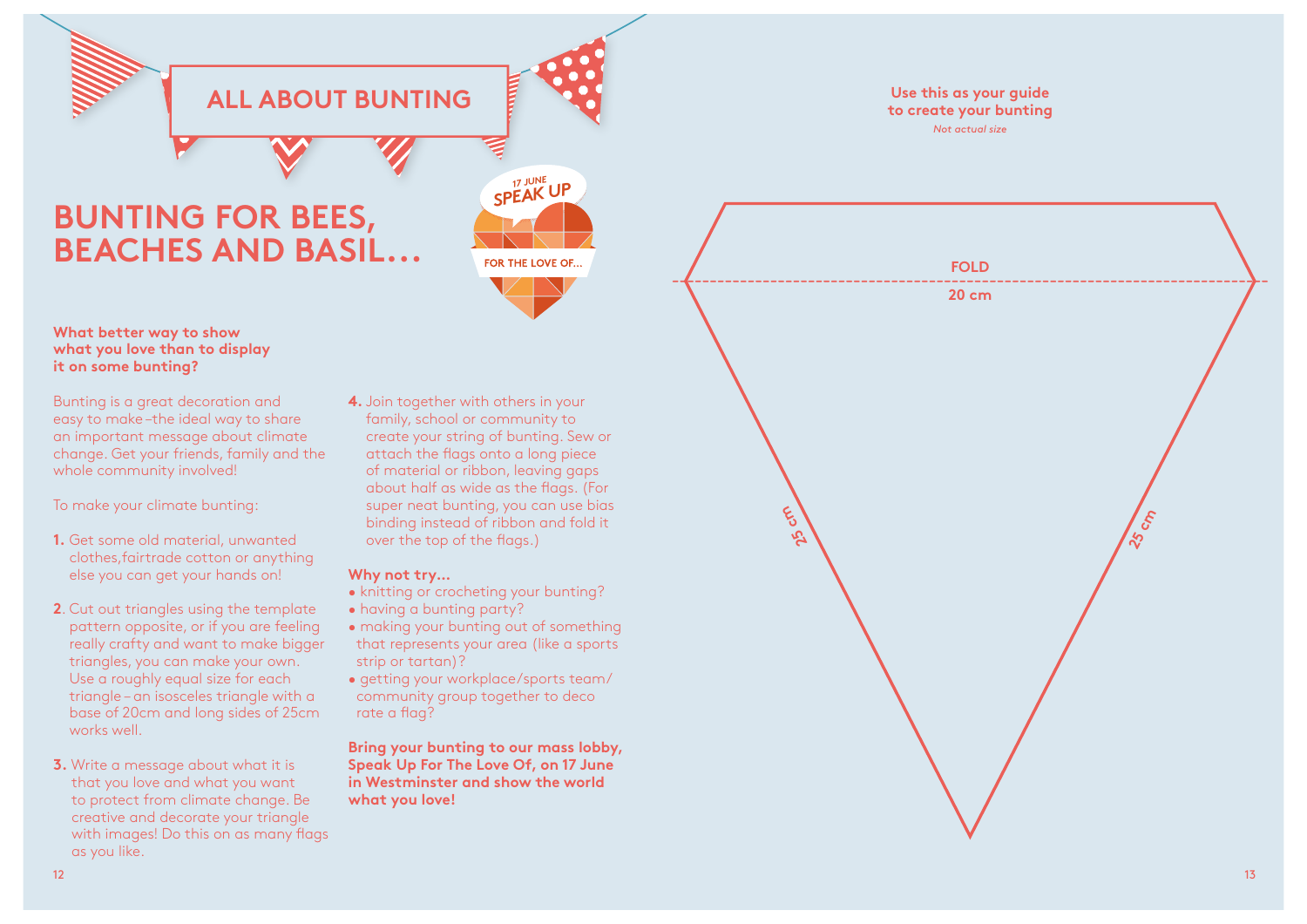# ALL ABOUT BUNTING

## BUNTING FOR BEES, BEACHES AND BASIL…

17 JUNE SPEAK UP

FOR THE LOVE OF…

**What better way to show what you love than to display it on some bunting?**

Bunting is a great decoration and easy to make – the ideal way to share an important message about climate change. Get your friends, family and the whole community involved!

To make your climate bunting:

1. Get some old material, unwanted clothes, fairtrade cotton or anything else you can get your hands on!
2. Cut out triangles using the template pattern opposite, or if you are feeling really crafty and want to make bigger triangles, you can make your own. Use a roughly equal size for each triangle – an isosceles triangle with a base of 20cm and long sides of 25cm works well.
3. Write a message about what it is that you love and what you want to protect from climate change. Be creative and decorate your triangle with images! Do this on as many flags as you like.
4. Join together with others in your family, school or community to create your string of bunting. Sew or attach the flags onto a long piece of material or ribbon, leaving gaps about half as wide as the flags. (For super neat bunting, you can use bias binding instead of ribbon and fold it over the top of the flags.)

**Why not try…**

- knitting or crocheting your bunting?
- having a bunting party?
- making your bunting out of something that represents your area (like a sports strip or tartan)?
- getting your workplace/sports team/ community group together to deco rate a flag?

**Bring your bunting to our mass lobby, Speak Up For The Love Of, on 17 June in Westminster and show the world what you love!**

**Use this as your guide to create your bunting**

*Not actual size*

FOLD

20 cm

25 cm

25 cm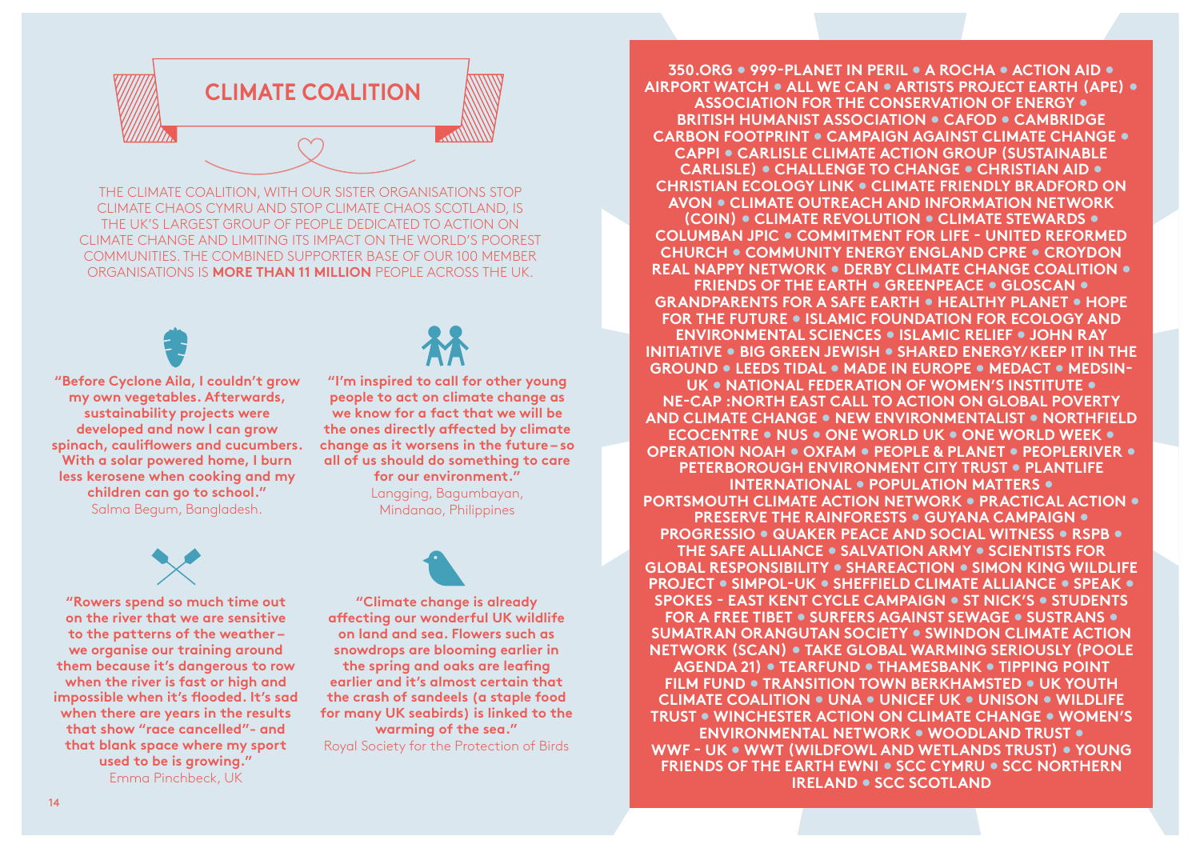## CLIMATE COALITION

THE CLIMATE COALITION, WITH OUR SISTER ORGANISATIONS STOP CLIMATE CHAOS CYMRU AND STOP CLIMATE CHAOS SCOTLAND, IS THE UK'S LARGEST GROUP OF PEOPLE DEDICATED TO ACTION ON CLIMATE CHANGE AND LIMITING ITS IMPACT ON THE WORLD'S POOREST COMMUNITIES. THE COMBINED SUPPORTER BASE OF OUR 100 MEMBER ORGANISATIONS IS **MORE THAN 11 MILLION** PEOPLE ACROSS THE UK.

**"Before Cyclone Aila, I couldn't grow my own vegetables. Afterwards, sustainability projects were developed and now I can grow spinach, cauliflowers and cucumbers. With a solar powered home, I burn less kerosene when cooking and my children can go to school."**
Salma Begum, Bangladesh.

**"I'm inspired to call for other young people to act on climate change as we know for a fact that we will be the ones directly affected by climate change as it worsens in the future – so all of us should do something to care for our environment."**
Langging, Bagumbayan, Mindanao, Philippines

**"Rowers spend so much time out on the river that we are sensitive to the patterns of the weather – we organise our training around them because it's dangerous to row when the river is fast or high and impossible when it's flooded. It's sad when there are years in the results that show "race cancelled"- and that blank space where my sport used to be is growing."**
Emma Pinchbeck, UK

**"Climate change is already affecting our wonderful UK wildlife on land and sea. Flowers such as snowdrops are blooming earlier in the spring and oaks are leafing earlier and it's almost certain that the crash of sandeels (a staple food for many UK seabirds) is linked to the warming of the sea."**
Royal Society for the Protection of Birds

**350.ORG • 999-PLANET IN PERIL • A ROCHA • ACTION AID • AIRPORT WATCH • ALL WE CAN • ARTISTS PROJECT EARTH (APE) • ASSOCIATION FOR THE CONSERVATION OF ENERGY • BRITISH HUMANIST ASSOCIATION • CAFOD • CAMBRIDGE CARBON FOOTPRINT • CAMPAIGN AGAINST CLIMATE CHANGE • CAPPI • CARLISLE CLIMATE ACTION GROUP (SUSTAINABLE CARLISLE) • CHALLENGE TO CHANGE • CHRISTIAN AID • CHRISTIAN ECOLOGY LINK • CLIMATE FRIENDLY BRADFORD ON AVON • CLIMATE OUTREACH AND INFORMATION NETWORK (COIN) • CLIMATE REVOLUTION • CLIMATE STEWARDS • COLUMBAN JPIC • COMMITMENT FOR LIFE - UNITED REFORMED CHURCH • COMMUNITY ENERGY ENGLAND CPRE • CROYDON REAL NAPPY NETWORK • DERBY CLIMATE CHANGE COALITION • FRIENDS OF THE EARTH • GREENPEACE • GLOSCAN • GRANDPARENTS FOR A SAFE EARTH • HEALTHY PLANET • HOPE FOR THE FUTURE • ISLAMIC FOUNDATION FOR ECOLOGY AND ENVIRONMENTAL SCIENCES • ISLAMIC RELIEF • JOHN RAY INITIATIVE • BIG GREEN JEWISH • SHARED ENERGY/ KEEP IT IN THE GROUND • LEEDS TIDAL • MADE IN EUROPE • MEDACT • MEDSIN-UK • NATIONAL FEDERATION OF WOMEN'S INSTITUTE • NE-CAP :NORTH EAST CALL TO ACTION ON GLOBAL POVERTY AND CLIMATE CHANGE • NEW ENVIRONMENTALIST • NORTHFIELD ECOCENTRE • NUS • ONE WORLD UK • ONE WORLD WEEK • OPERATION NOAH • OXFAM • PEOPLE & PLANET • PEOPLERIVER • PETERBOROUGH ENVIRONMENT CITY TRUST • PLANTLIFE INTERNATIONAL • POPULATION MATTERS • PORTSMOUTH CLIMATE ACTION NETWORK • PRACTICAL ACTION • PRESERVE THE RAINFORESTS • GUYANA CAMPAIGN • PROGRESSIO • QUAKER PEACE AND SOCIAL WITNESS • RSPB • THE SAFE ALLIANCE • SALVATION ARMY • SCIENTISTS FOR GLOBAL RESPONSIBILITY • SHAREACTION • SIMON KING WILDLIFE PROJECT • SIMPOL-UK • SHEFFIELD CLIMATE ALLIANCE • SPEAK • SPOKES - EAST KENT CYCLE CAMPAIGN • ST NICK'S • STUDENTS FOR A FREE TIBET • SURFERS AGAINST SEWAGE • SUSTRANS • SUMATRAN ORANGUTAN SOCIETY • SWINDON CLIMATE ACTION NETWORK (SCAN) • TAKE GLOBAL WARMING SERIOUSLY (POOLE AGENDA 21) • TEARFUND • THAMESBANK • TIPPING POINT FILM FUND • TRANSITION TOWN BERKHAMSTED • UK YOUTH CLIMATE COALITION • UNA • UNICEF UK • UNISON • WILDLIFE TRUST • WINCHESTER ACTION ON CLIMATE CHANGE • WOMEN'S ENVIRONMENTAL NETWORK • WOODLAND TRUST • WWF - UK • WWT (WILDFOWL AND WETLANDS TRUST) • YOUNG FRIENDS OF THE EARTH EWNI • SCC CYMRU • SCC NORTHERN IRELAND • SCC SCOTLAND**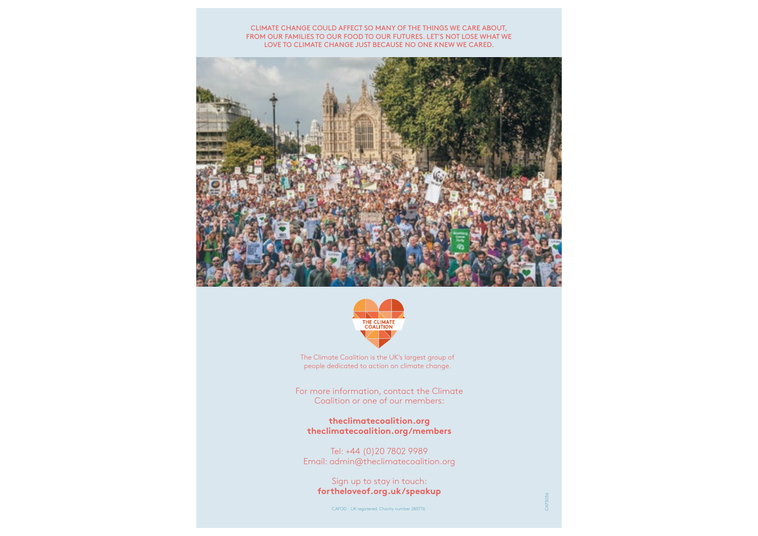CLIMATE CHANGE COULD AFFECT SO MANY OF THE THINGS WE CARE ABOUT, FROM OUR FAMILIES TO OUR FOOD TO OUR FUTURES. LET'S NOT LOSE WHAT WE LOVE TO CLIMATE CHANGE JUST BECAUSE NO ONE KNEW WE CARED.

THE CLIMATE COALITION

The Climate Coalition is the UK's largest group of people dedicated to action on climate change.

For more information, contact the Climate Coalition or one of our members:

**theclimatecoalition.org**
**theclimatecoalition.org/members**

Tel: +44 (0)20 7802 9989
Email: admin@theclimatecoalition.org

Sign up to stay in touch:
**fortheloveof.org.uk/speakup**

CAFOD - UK registered. Charity number 285776

CAF3036